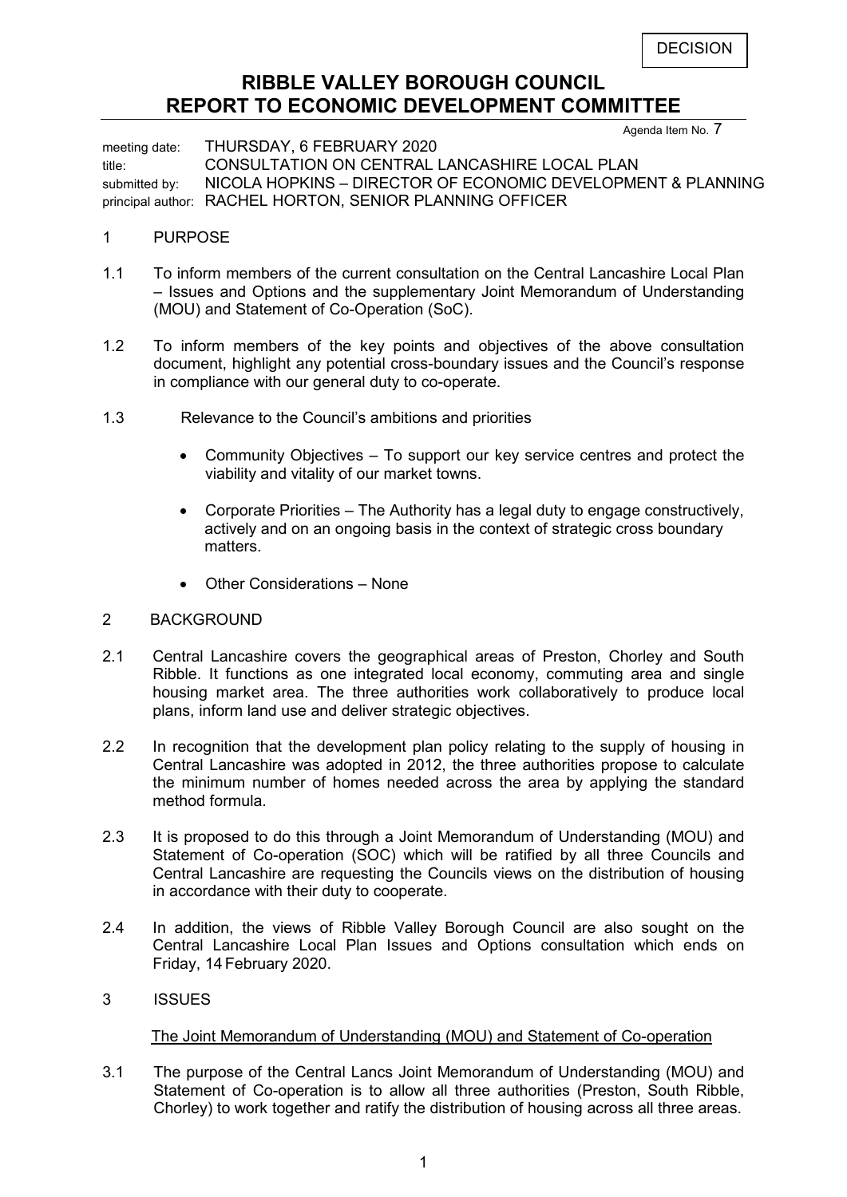DECISION

# RIBBLE VALLEY BOROUGH COUNCIL
# REPORT TO ECONOMIC DEVELOPMENT COMMITTEE

Agenda Item No. 7

meeting date: THURSDAY, 6 FEBRUARY 2020
title: CONSULTATION ON CENTRAL LANCASHIRE LOCAL PLAN
submitted by: NICOLA HOPKINS – DIRECTOR OF ECONOMIC DEVELOPMENT & PLANNING
principal author: RACHEL HORTON, SENIOR PLANNING OFFICER

## 1 PURPOSE

1.1 To inform members of the current consultation on the Central Lancashire Local Plan – Issues and Options and the supplementary Joint Memorandum of Understanding (MOU) and Statement of Co-Operation (SoC).

1.2 To inform members of the key points and objectives of the above consultation document, highlight any potential cross-boundary issues and the Council's response in compliance with our general duty to co-operate.

1.3 Relevance to the Council's ambitions and priorities

- Community Objectives – To support our key service centres and protect the viability and vitality of our market towns.
- Corporate Priorities – The Authority has a legal duty to engage constructively, actively and on an ongoing basis in the context of strategic cross boundary matters.
- Other Considerations – None

## 2 BACKGROUND

2.1 Central Lancashire covers the geographical areas of Preston, Chorley and South Ribble. It functions as one integrated local economy, commuting area and single housing market area. The three authorities work collaboratively to produce local plans, inform land use and deliver strategic objectives.

2.2 In recognition that the development plan policy relating to the supply of housing in Central Lancashire was adopted in 2012, the three authorities propose to calculate the minimum number of homes needed across the area by applying the standard method formula.

2.3 It is proposed to do this through a Joint Memorandum of Understanding (MOU) and Statement of Co-operation (SOC) which will be ratified by all three Councils and Central Lancashire are requesting the Councils views on the distribution of housing in accordance with their duty to cooperate.

2.4 In addition, the views of Ribble Valley Borough Council are also sought on the Central Lancashire Local Plan Issues and Options consultation which ends on Friday, 14 February 2020.

## 3 ISSUES

The Joint Memorandum of Understanding (MOU) and Statement of Co-operation

3.1 The purpose of the Central Lancs Joint Memorandum of Understanding (MOU) and Statement of Co-operation is to allow all three authorities (Preston, South Ribble, Chorley) to work together and ratify the distribution of housing across all three areas.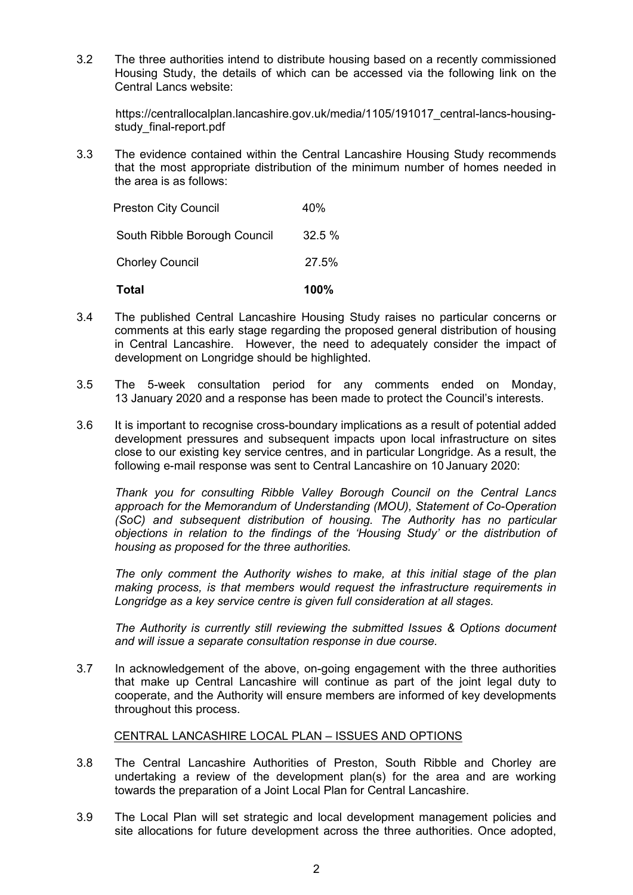3.2 The three authorities intend to distribute housing based on a recently commissioned Housing Study, the details of which can be accessed via the following link on the Central Lancs website:

https://centrallocalplan.lancashire.gov.uk/media/1105/191017_central-lancs-housing-study_final-report.pdf

3.3 The evidence contained within the Central Lancashire Housing Study recommends that the most appropriate distribution of the minimum number of homes needed in the area is as follows:

| | |
|---|---|
| Preston City Council | 40% |
| South Ribble Borough Council | 32.5 % |
| Chorley Council | 27.5% |
| **Total** | **100%** |

3.4 The published Central Lancashire Housing Study raises no particular concerns or comments at this early stage regarding the proposed general distribution of housing in Central Lancashire. However, the need to adequately consider the impact of development on Longridge should be highlighted.

3.5 The 5-week consultation period for any comments ended on Monday, 13 January 2020 and a response has been made to protect the Council's interests.

3.6 It is important to recognise cross-boundary implications as a result of potential added development pressures and subsequent impacts upon local infrastructure on sites close to our existing key service centres, and in particular Longridge. As a result, the following e-mail response was sent to Central Lancashire on 10 January 2020:

*Thank you for consulting Ribble Valley Borough Council on the Central Lancs approach for the Memorandum of Understanding (MOU), Statement of Co-Operation (SoC) and subsequent distribution of housing. The Authority has no particular objections in relation to the findings of the 'Housing Study' or the distribution of housing as proposed for the three authorities.*

*The only comment the Authority wishes to make, at this initial stage of the plan making process, is that members would request the infrastructure requirements in Longridge as a key service centre is given full consideration at all stages.*

*The Authority is currently still reviewing the submitted Issues & Options document and will issue a separate consultation response in due course.*

3.7 In acknowledgement of the above, on-going engagement with the three authorities that make up Central Lancashire will continue as part of the joint legal duty to cooperate, and the Authority will ensure members are informed of key developments throughout this process.

CENTRAL LANCASHIRE LOCAL PLAN – ISSUES AND OPTIONS

3.8 The Central Lancashire Authorities of Preston, South Ribble and Chorley are undertaking a review of the development plan(s) for the area and are working towards the preparation of a Joint Local Plan for Central Lancashire.

3.9 The Local Plan will set strategic and local development management policies and site allocations for future development across the three authorities. Once adopted,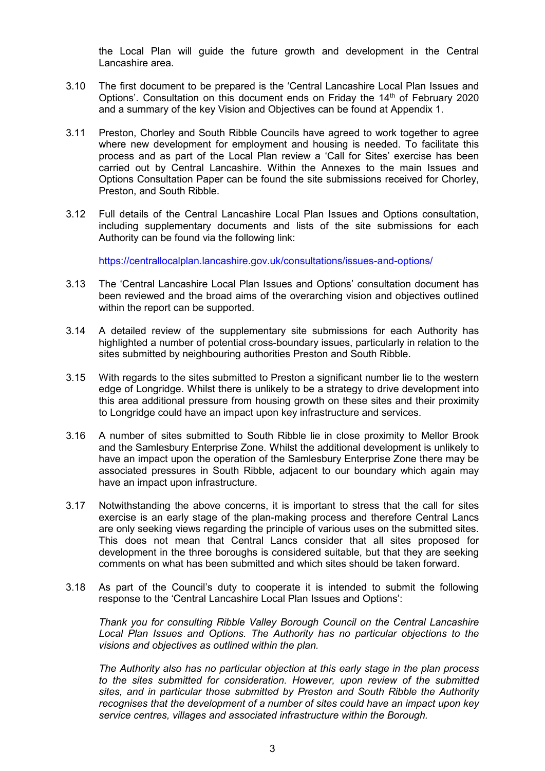the Local Plan will guide the future growth and development in the Central Lancashire area.

3.10 The first document to be prepared is the 'Central Lancashire Local Plan Issues and Options'. Consultation on this document ends on Friday the 14th of February 2020 and a summary of the key Vision and Objectives can be found at Appendix 1.

3.11 Preston, Chorley and South Ribble Councils have agreed to work together to agree where new development for employment and housing is needed. To facilitate this process and as part of the Local Plan review a 'Call for Sites' exercise has been carried out by Central Lancashire. Within the Annexes to the main Issues and Options Consultation Paper can be found the site submissions received for Chorley, Preston, and South Ribble.

3.12 Full details of the Central Lancashire Local Plan Issues and Options consultation, including supplementary documents and lists of the site submissions for each Authority can be found via the following link:

https://centrallocalplan.lancashire.gov.uk/consultations/issues-and-options/

3.13 The 'Central Lancashire Local Plan Issues and Options' consultation document has been reviewed and the broad aims of the overarching vision and objectives outlined within the report can be supported.

3.14 A detailed review of the supplementary site submissions for each Authority has highlighted a number of potential cross-boundary issues, particularly in relation to the sites submitted by neighbouring authorities Preston and South Ribble.

3.15 With regards to the sites submitted to Preston a significant number lie to the western edge of Longridge. Whilst there is unlikely to be a strategy to drive development into this area additional pressure from housing growth on these sites and their proximity to Longridge could have an impact upon key infrastructure and services.

3.16 A number of sites submitted to South Ribble lie in close proximity to Mellor Brook and the Samlesbury Enterprise Zone. Whilst the additional development is unlikely to have an impact upon the operation of the Samlesbury Enterprise Zone there may be associated pressures in South Ribble, adjacent to our boundary which again may have an impact upon infrastructure.

3.17 Notwithstanding the above concerns, it is important to stress that the call for sites exercise is an early stage of the plan-making process and therefore Central Lancs are only seeking views regarding the principle of various uses on the submitted sites. This does not mean that Central Lancs consider that all sites proposed for development in the three boroughs is considered suitable, but that they are seeking comments on what has been submitted and which sites should be taken forward.

3.18 As part of the Council's duty to cooperate it is intended to submit the following response to the 'Central Lancashire Local Plan Issues and Options':

*Thank you for consulting Ribble Valley Borough Council on the Central Lancashire Local Plan Issues and Options. The Authority has no particular objections to the visions and objectives as outlined within the plan.*

*The Authority also has no particular objection at this early stage in the plan process to the sites submitted for consideration. However, upon review of the submitted sites, and in particular those submitted by Preston and South Ribble the Authority recognises that the development of a number of sites could have an impact upon key service centres, villages and associated infrastructure within the Borough.*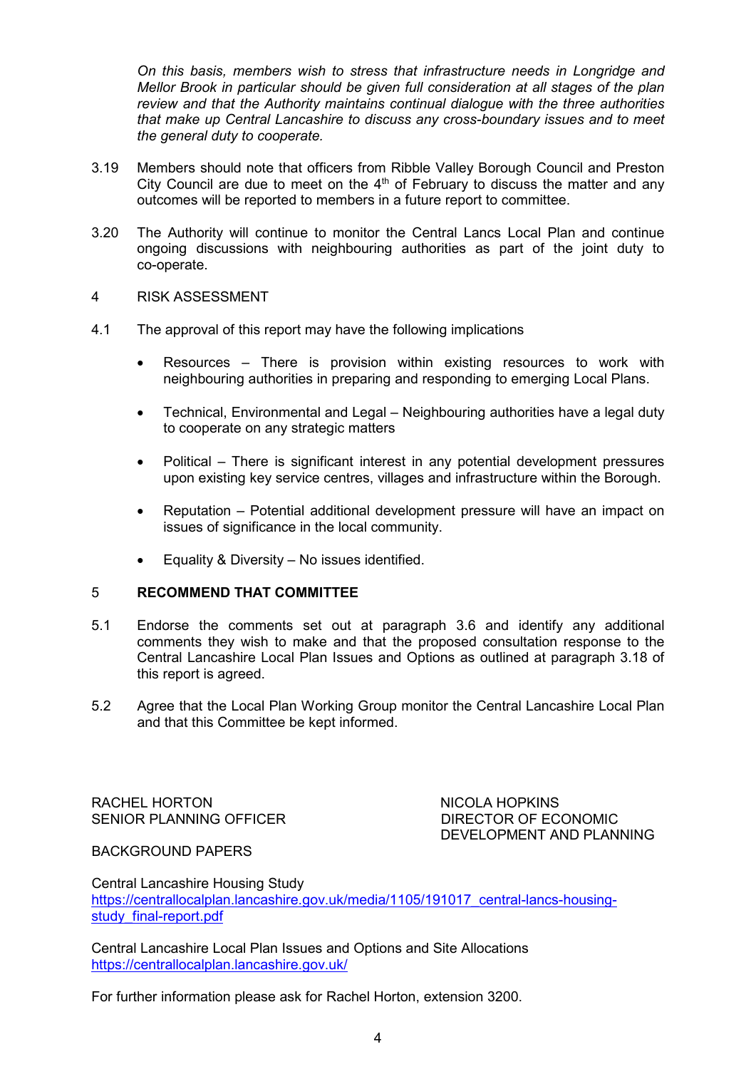*On this basis, members wish to stress that infrastructure needs in Longridge and Mellor Brook in particular should be given full consideration at all stages of the plan review and that the Authority maintains continual dialogue with the three authorities that make up Central Lancashire to discuss any cross-boundary issues and to meet the general duty to cooperate.*

3.19 Members should note that officers from Ribble Valley Borough Council and Preston City Council are due to meet on the 4th of February to discuss the matter and any outcomes will be reported to members in a future report to committee.

3.20 The Authority will continue to monitor the Central Lancs Local Plan and continue ongoing discussions with neighbouring authorities as part of the joint duty to co-operate.

4 RISK ASSESSMENT

4.1 The approval of this report may have the following implications

- Resources – There is provision within existing resources to work with neighbouring authorities in preparing and responding to emerging Local Plans.
- Technical, Environmental and Legal – Neighbouring authorities have a legal duty to cooperate on any strategic matters
- Political – There is significant interest in any potential development pressures upon existing key service centres, villages and infrastructure within the Borough.
- Reputation – Potential additional development pressure will have an impact on issues of significance in the local community.
- Equality & Diversity – No issues identified.

## 5 RECOMMEND THAT COMMITTEE

5.1 Endorse the comments set out at paragraph 3.6 and identify any additional comments they wish to make and that the proposed consultation response to the Central Lancashire Local Plan Issues and Options as outlined at paragraph 3.18 of this report is agreed.

5.2 Agree that the Local Plan Working Group monitor the Central Lancashire Local Plan and that this Committee be kept informed.

RACHEL HORTON
SENIOR PLANNING OFFICER

NICOLA HOPKINS
DIRECTOR OF ECONOMIC DEVELOPMENT AND PLANNING

BACKGROUND PAPERS

Central Lancashire Housing Study
https://centrallocalplan.lancashire.gov.uk/media/1105/191017_central-lancs-housing-study_final-report.pdf

Central Lancashire Local Plan Issues and Options and Site Allocations
https://centrallocalplan.lancashire.gov.uk/

For further information please ask for Rachel Horton, extension 3200.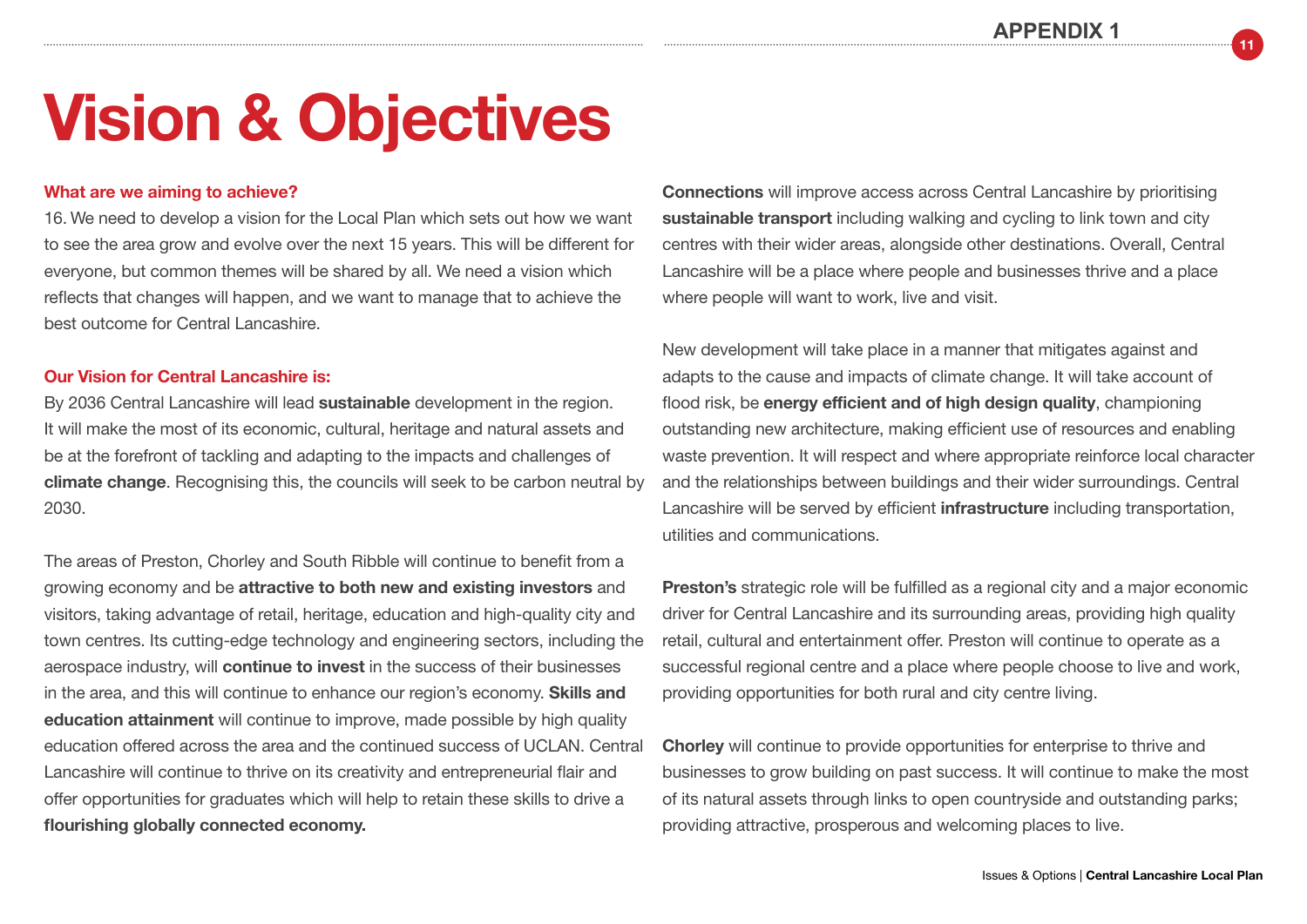# Vision & Objectives

### What are we aiming to achieve?

16. We need to develop a vision for the Local Plan which sets out how we want to see the area grow and evolve over the next 15 years. This will be different for everyone, but common themes will be shared by all. We need a vision which reflects that changes will happen, and we want to manage that to achieve the best outcome for Central Lancashire.

### Our Vision for Central Lancashire is:

By 2036 Central Lancashire will lead **sustainable** development in the region. It will make the most of its economic, cultural, heritage and natural assets and be at the forefront of tackling and adapting to the impacts and challenges of **climate change**. Recognising this, the councils will seek to be carbon neutral by 2030.

The areas of Preston, Chorley and South Ribble will continue to benefit from a growing economy and be **attractive to both new and existing investors** and visitors, taking advantage of retail, heritage, education and high-quality city and town centres. Its cutting-edge technology and engineering sectors, including the aerospace industry, will **continue to invest** in the success of their businesses in the area, and this will continue to enhance our region's economy. **Skills and education attainment** will continue to improve, made possible by high quality education offered across the area and the continued success of UCLAN. Central Lancashire will continue to thrive on its creativity and entrepreneurial flair and offer opportunities for graduates which will help to retain these skills to drive a **flourishing globally connected economy.**

**Connections** will improve access across Central Lancashire by prioritising **sustainable transport** including walking and cycling to link town and city centres with their wider areas, alongside other destinations. Overall, Central Lancashire will be a place where people and businesses thrive and a place where people will want to work, live and visit.

New development will take place in a manner that mitigates against and adapts to the cause and impacts of climate change. It will take account of flood risk, be **energy efficient and of high design quality**, championing outstanding new architecture, making efficient use of resources and enabling waste prevention. It will respect and where appropriate reinforce local character and the relationships between buildings and their wider surroundings. Central Lancashire will be served by efficient **infrastructure** including transportation, utilities and communications.

**Preston's** strategic role will be fulfilled as a regional city and a major economic driver for Central Lancashire and its surrounding areas, providing high quality retail, cultural and entertainment offer. Preston will continue to operate as a successful regional centre and a place where people choose to live and work, providing opportunities for both rural and city centre living.

**Chorley** will continue to provide opportunities for enterprise to thrive and businesses to grow building on past success. It will continue to make the most of its natural assets through links to open countryside and outstanding parks; providing attractive, prosperous and welcoming places to live.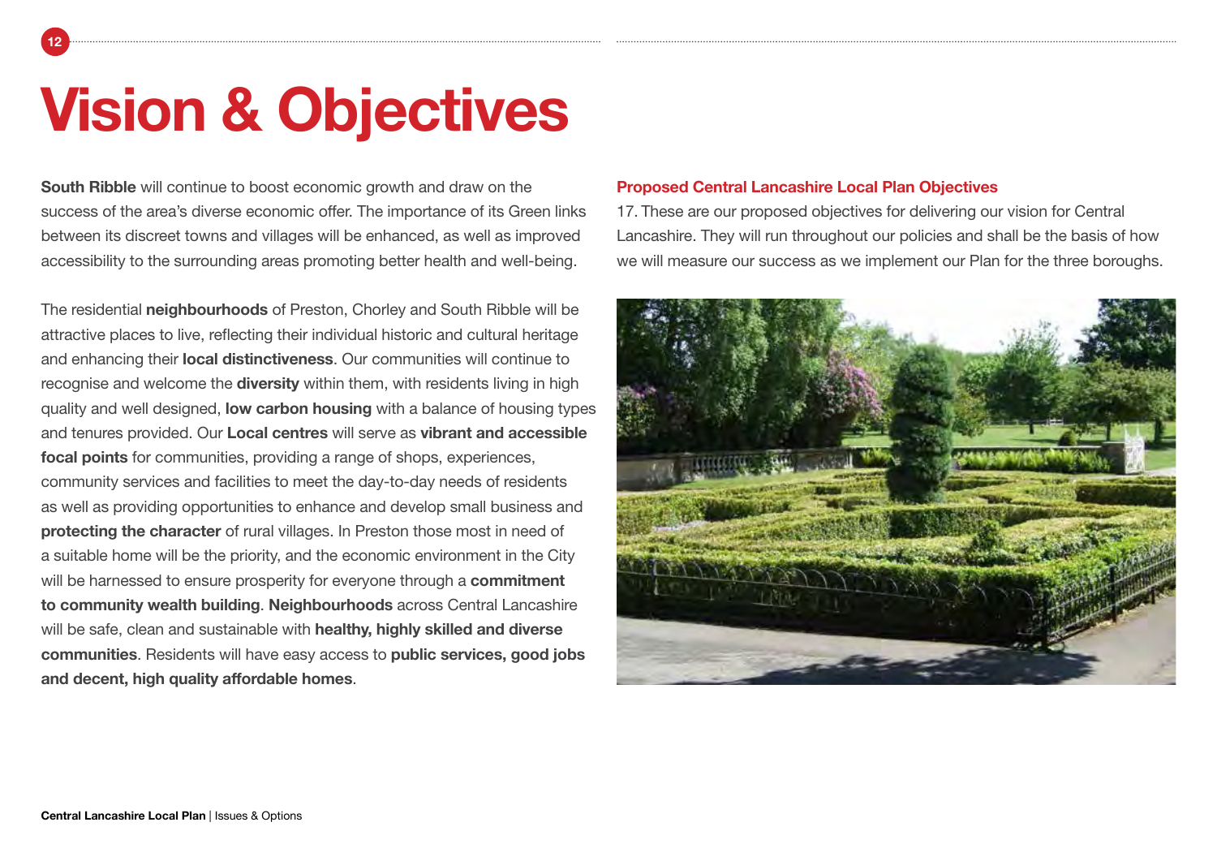# Vision & Objectives

**South Ribble** will continue to boost economic growth and draw on the success of the area's diverse economic offer. The importance of its Green links between its discreet towns and villages will be enhanced, as well as improved accessibility to the surrounding areas promoting better health and well-being.

The residential **neighbourhoods** of Preston, Chorley and South Ribble will be attractive places to live, reflecting their individual historic and cultural heritage and enhancing their **local distinctiveness**. Our communities will continue to recognise and welcome the **diversity** within them, with residents living in high quality and well designed, **low carbon housing** with a balance of housing types and tenures provided. Our **Local centres** will serve as **vibrant and accessible focal points** for communities, providing a range of shops, experiences, community services and facilities to meet the day-to-day needs of residents as well as providing opportunities to enhance and develop small business and **protecting the character** of rural villages. In Preston those most in need of a suitable home will be the priority, and the economic environment in the City will be harnessed to ensure prosperity for everyone through a **commitment to community wealth building**. **Neighbourhoods** across Central Lancashire will be safe, clean and sustainable with **healthy, highly skilled and diverse communities**. Residents will have easy access to **public services, good jobs and decent, high quality affordable homes**.

### Proposed Central Lancashire Local Plan Objectives

17. These are our proposed objectives for delivering our vision for Central Lancashire. They will run throughout our policies and shall be the basis of how we will measure our success as we implement our Plan for the three boroughs.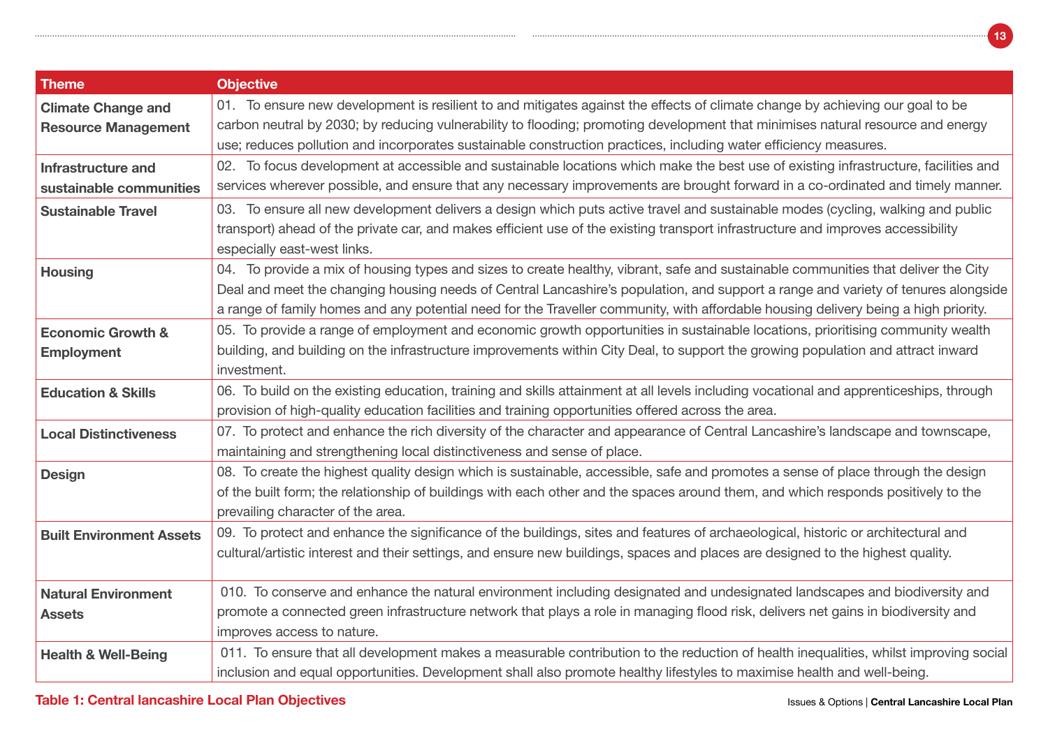| Theme | Objective |
|---|---|
| **Climate Change and Resource Management** | 01. To ensure new development is resilient to and mitigates against the effects of climate change by achieving our goal to be carbon neutral by 2030; by reducing vulnerability to flooding; promoting development that minimises natural resource and energy use; reduces pollution and incorporates sustainable construction practices, including water efficiency measures. |
| **Infrastructure and sustainable communities** | 02. To focus development at accessible and sustainable locations which make the best use of existing infrastructure, facilities and services wherever possible, and ensure that any necessary improvements are brought forward in a co-ordinated and timely manner. |
| **Sustainable Travel** | 03. To ensure all new development delivers a design which puts active travel and sustainable modes (cycling, walking and public transport) ahead of the private car, and makes efficient use of the existing transport infrastructure and improves accessibility especially east-west links. |
| **Housing** | 04. To provide a mix of housing types and sizes to create healthy, vibrant, safe and sustainable communities that deliver the City Deal and meet the changing housing needs of Central Lancashire's population, and support a range and variety of tenures alongside a range of family homes and any potential need for the Traveller community, with affordable housing delivery being a high priority. |
| **Economic Growth & Employment** | 05. To provide a range of employment and economic growth opportunities in sustainable locations, prioritising community wealth building, and building on the infrastructure improvements within City Deal, to support the growing population and attract inward investment. |
| **Education & Skills** | 06. To build on the existing education, training and skills attainment at all levels including vocational and apprenticeships, through provision of high-quality education facilities and training opportunities offered across the area. |
| **Local Distinctiveness** | 07. To protect and enhance the rich diversity of the character and appearance of Central Lancashire's landscape and townscape, maintaining and strengthening local distinctiveness and sense of place. |
| **Design** | 08. To create the highest quality design which is sustainable, accessible, safe and promotes a sense of place through the design of the built form; the relationship of buildings with each other and the spaces around them, and which responds positively to the prevailing character of the area. |
| **Built Environment Assets** | 09. To protect and enhance the significance of the buildings, sites and features of archaeological, historic or architectural and cultural/artistic interest and their settings, and ensure new buildings, spaces and places are designed to the highest quality. |
| **Natural Environment Assets** | 010. To conserve and enhance the natural environment including designated and undesignated landscapes and biodiversity and promote a connected green infrastructure network that plays a role in managing flood risk, delivers net gains in biodiversity and improves access to nature. |
| **Health & Well-Being** | 011. To ensure that all development makes a measurable contribution to the reduction of health inequalities, whilst improving social inclusion and equal opportunities. Development shall also promote healthy lifestyles to maximise health and well-being. |

**Table 1: Central lancashire Local Plan Objectives**